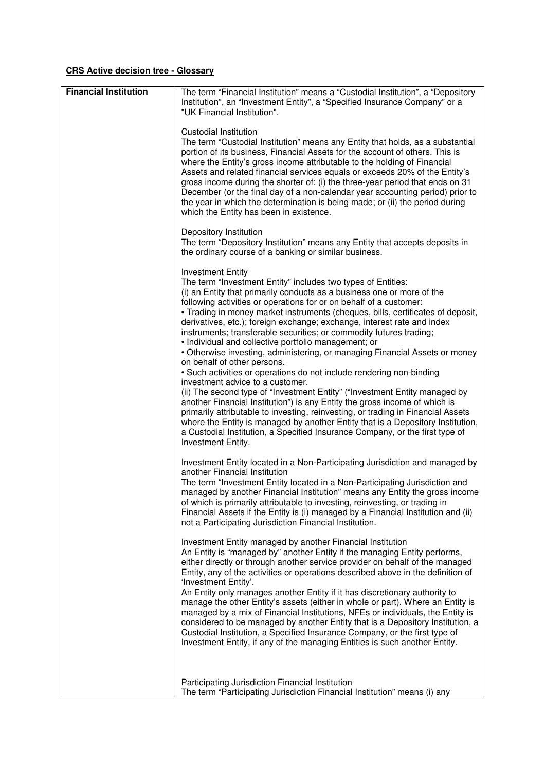**CRS Active decision tree - Glossary**

| Financial Institution | The term "Financial Institution" means a "Custodial Institution", a "Depository Institution", an "Investment Entity", a "Specified Insurance Company" or a "UK Financial Institution".<br><br>Custodial Institution<br>The term "Custodial Institution" means any Entity that holds, as a substantial portion of its business, Financial Assets for the account of others. This is where the Entity's gross income attributable to the holding of Financial Assets and related financial services equals or exceeds 20% of the Entity's gross income during the shorter of: (i) the three-year period that ends on 31 December (or the final day of a non-calendar year accounting period) prior to the year in which the determination is being made; or (ii) the period during which the Entity has been in existence.<br><br>Depository Institution<br>The term "Depository Institution" means any Entity that accepts deposits in the ordinary course of a banking or similar business.<br><br>Investment Entity<br>The term "Investment Entity" includes two types of Entities:<br>(i) an Entity that primarily conducts as a business one or more of the following activities or operations for or on behalf of a customer:<br>• Trading in money market instruments (cheques, bills, certificates of deposit, derivatives, etc.); foreign exchange; exchange, interest rate and index instruments; transferable securities; or commodity futures trading;<br>• Individual and collective portfolio management; or<br>• Otherwise investing, administering, or managing Financial Assets or money on behalf of other persons.<br>• Such activities or operations do not include rendering non-binding investment advice to a customer.<br>(ii) The second type of "Investment Entity" ("Investment Entity managed by another Financial Institution") is any Entity the gross income of which is primarily attributable to investing, reinvesting, or trading in Financial Assets where the Entity is managed by another Entity that is a Depository Institution, a Custodial Institution, a Specified Insurance Company, or the first type of Investment Entity.<br><br>Investment Entity located in a Non-Participating Jurisdiction and managed by another Financial Institution<br>The term "Investment Entity located in a Non-Participating Jurisdiction and managed by another Financial Institution" means any Entity the gross income of which is primarily attributable to investing, reinvesting, or trading in Financial Assets if the Entity is (i) managed by a Financial Institution and (ii) not a Participating Jurisdiction Financial Institution.<br><br>Investment Entity managed by another Financial Institution<br>An Entity is "managed by" another Entity if the managing Entity performs, either directly or through another service provider on behalf of the managed Entity, any of the activities or operations described above in the definition of 'Investment Entity'.<br>An Entity only manages another Entity if it has discretionary authority to manage the other Entity's assets (either in whole or part). Where an Entity is managed by a mix of Financial Institutions, NFEs or individuals, the Entity is considered to be managed by another Entity that is a Depository Institution, a Custodial Institution, a Specified Insurance Company, or the first type of Investment Entity, if any of the managing Entities is such another Entity.<br><br>Participating Jurisdiction Financial Institution<br>The term "Participating Jurisdiction Financial Institution" means (i) any |
|---|---|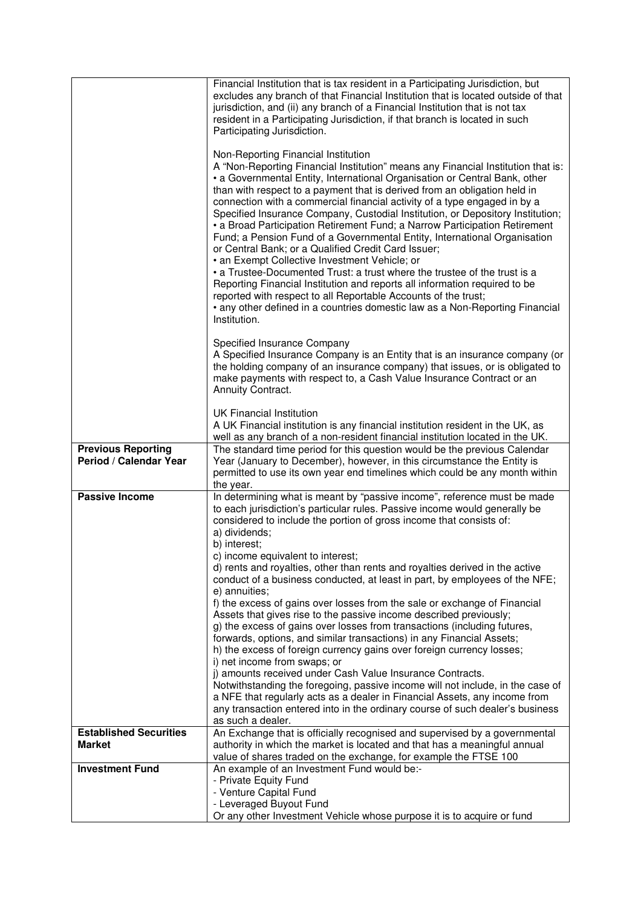| | |
|---|---|
| | Financial Institution that is tax resident in a Participating Jurisdiction, but excludes any branch of that Financial Institution that is located outside of that jurisdiction, and (ii) any branch of a Financial Institution that is not tax resident in a Participating Jurisdiction, if that branch is located in such Participating Jurisdiction.<br><br>Non-Reporting Financial Institution<br>A "Non-Reporting Financial Institution" means any Financial Institution that is:<br>• a Governmental Entity, International Organisation or Central Bank, other than with respect to a payment that is derived from an obligation held in connection with a commercial financial activity of a type engaged in by a Specified Insurance Company, Custodial Institution, or Depository Institution;<br>• a Broad Participation Retirement Fund; a Narrow Participation Retirement Fund; a Pension Fund of a Governmental Entity, International Organisation or Central Bank; or a Qualified Credit Card Issuer;<br>• an Exempt Collective Investment Vehicle; or<br>• a Trustee-Documented Trust: a trust where the trustee of the trust is a Reporting Financial Institution and reports all information required to be reported with respect to all Reportable Accounts of the trust;<br>• any other defined in a countries domestic law as a Non-Reporting Financial Institution.<br><br>Specified Insurance Company<br>A Specified Insurance Company is an Entity that is an insurance company (or the holding company of an insurance company) that issues, or is obligated to make payments with respect to, a Cash Value Insurance Contract or an Annuity Contract.<br><br>UK Financial Institution<br>A UK Financial institution is any financial institution resident in the UK, as well as any branch of a non-resident financial institution located in the UK. |
| **Previous Reporting Period / Calendar Year** | The standard time period for this question would be the previous Calendar Year (January to December), however, in this circumstance the Entity is permitted to use its own year end timelines which could be any month within the year. |
| **Passive Income** | In determining what is meant by "passive income", reference must be made to each jurisdiction's particular rules. Passive income would generally be considered to include the portion of gross income that consists of:<br>a) dividends;<br>b) interest;<br>c) income equivalent to interest;<br>d) rents and royalties, other than rents and royalties derived in the active conduct of a business conducted, at least in part, by employees of the NFE;<br>e) annuities;<br>f) the excess of gains over losses from the sale or exchange of Financial Assets that gives rise to the passive income described previously;<br>g) the excess of gains over losses from transactions (including futures, forwards, options, and similar transactions) in any Financial Assets;<br>h) the excess of foreign currency gains over foreign currency losses;<br>i) net income from swaps; or<br>j) amounts received under Cash Value Insurance Contracts.<br>Notwithstanding the foregoing, passive income will not include, in the case of a NFE that regularly acts as a dealer in Financial Assets, any income from any transaction entered into in the ordinary course of such dealer's business as such a dealer. |
| **Established Securities Market** | An Exchange that is officially recognised and supervised by a governmental authority in which the market is located and that has a meaningful annual value of shares traded on the exchange, for example the FTSE 100 |
| **Investment Fund** | An example of an Investment Fund would be:-<br>- Private Equity Fund<br>- Venture Capital Fund<br>- Leveraged Buyout Fund<br>Or any other Investment Vehicle whose purpose it is to acquire or fund |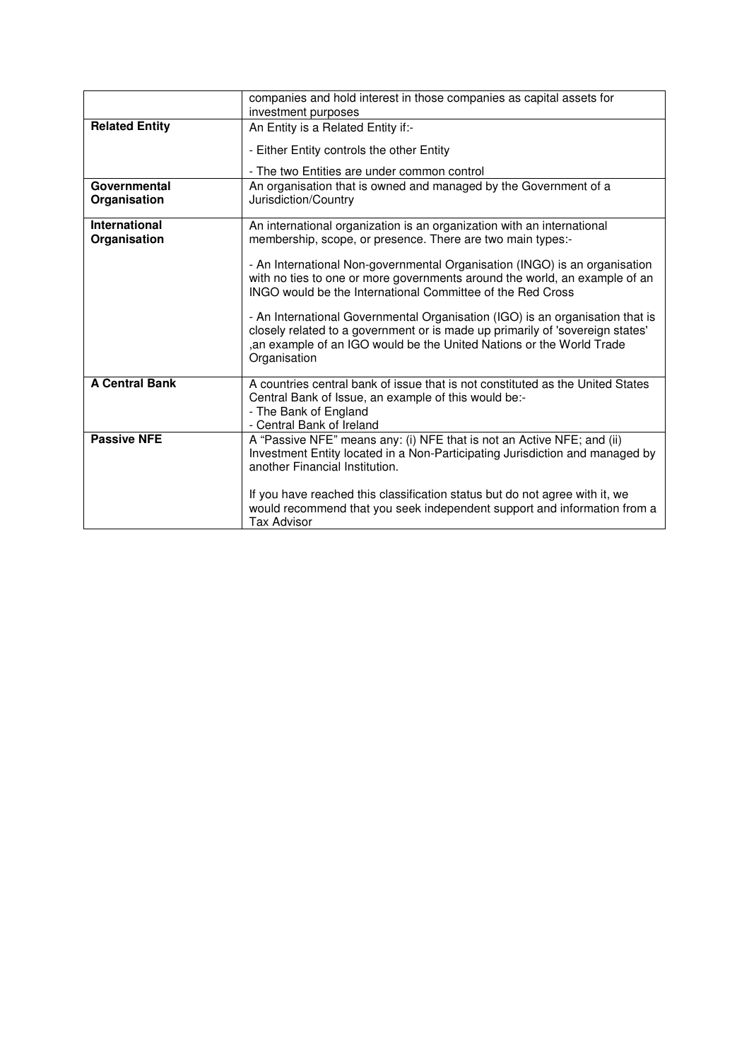| | |
|---|---|
| | companies and hold interest in those companies as capital assets for investment purposes |
| **Related Entity** | An Entity is a Related Entity if:-<br><br>- Either Entity controls the other Entity<br><br>- The two Entities are under common control |
| **Governmental Organisation** | An organisation that is owned and managed by the Government of a Jurisdiction/Country |
| **International Organisation** | An international organization is an organization with an international membership, scope, or presence. There are two main types:-<br><br>- An International Non-governmental Organisation (INGO) is an organisation with no ties to one or more governments around the world, an example of an INGO would be the International Committee of the Red Cross<br><br>- An International Governmental Organisation (IGO) is an organisation that is closely related to a government or is made up primarily of 'sovereign states' ,an example of an IGO would be the United Nations or the World Trade Organisation |
| **A Central Bank** | A countries central bank of issue that is not constituted as the United States Central Bank of Issue, an example of this would be:-<br>- The Bank of England<br>- Central Bank of Ireland |
| **Passive NFE** | A "Passive NFE" means any: (i) NFE that is not an Active NFE; and (ii) Investment Entity located in a Non-Participating Jurisdiction and managed by another Financial Institution.<br><br>If you have reached this classification status but do not agree with it, we would recommend that you seek independent support and information from a Tax Advisor |